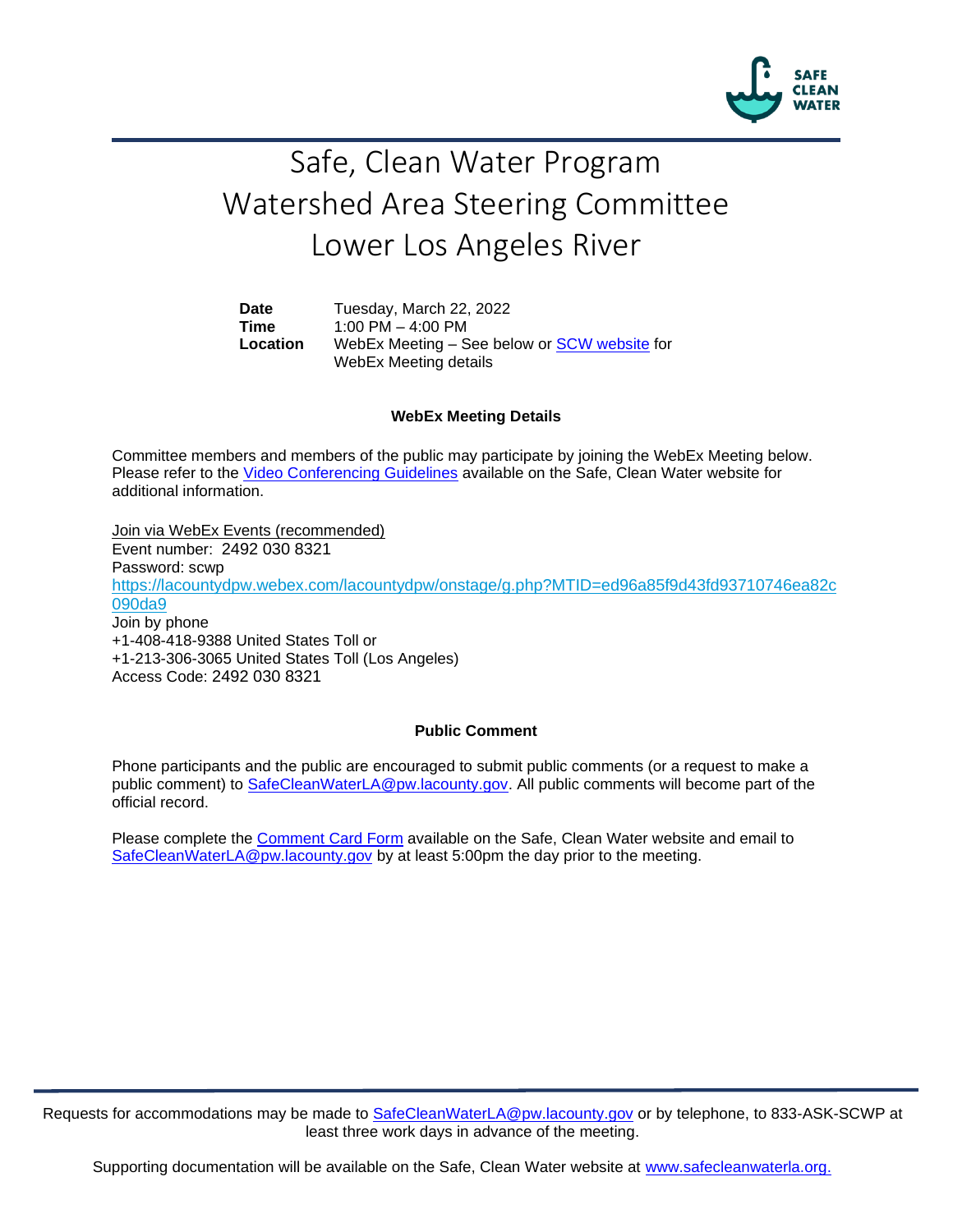# Safe, Clean Water Program
# Watershed Area Steering Committee
# Lower Los Angeles River

| | |
|---|---|
| **Date** | Tuesday, March 22, 2022 |
| **Time** | 1:00 PM – 4:00 PM |
| **Location** | WebEx Meeting – See below or SCW website for WebEx Meeting details |

### WebEx Meeting Details

Committee members and members of the public may participate by joining the WebEx Meeting below. Please refer to the Video Conferencing Guidelines available on the Safe, Clean Water website for additional information.

Join via WebEx Events (recommended)
Event number: 2492 030 8321
Password: scwp
https://lacountydpw.webex.com/lacountydpw/onstage/g.php?MTID=ed96a85f9d43fd93710746ea82c090da9
Join by phone
+1-408-418-9388 United States Toll or
+1-213-306-3065 United States Toll (Los Angeles)
Access Code: 2492 030 8321

### Public Comment

Phone participants and the public are encouraged to submit public comments (or a request to make a public comment) to SafeCleanWaterLA@pw.lacounty.gov. All public comments will become part of the official record.

Please complete the Comment Card Form available on the Safe, Clean Water website and email to SafeCleanWaterLA@pw.lacounty.gov by at least 5:00pm the day prior to the meeting.

Requests for accommodations may be made to SafeCleanWaterLA@pw.lacounty.gov or by telephone, to 833-ASK-SCWP at least three work days in advance of the meeting.

Supporting documentation will be available on the Safe, Clean Water website at www.safecleanwaterla.org.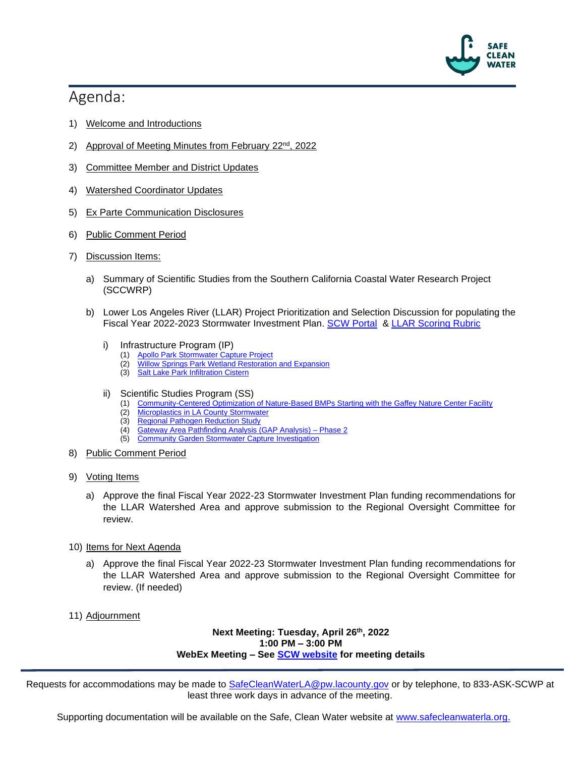# Agenda:

1) Welcome and Introductions
2) Approval of Meeting Minutes from February 22nd, 2022
3) Committee Member and District Updates
4) Watershed Coordinator Updates
5) Ex Parte Communication Disclosures
6) Public Comment Period
7) Discussion Items:
   a) Summary of Scientific Studies from the Southern California Coastal Water Research Project (SCCWRP)
   b) Lower Los Angeles River (LLAR) Project Prioritization and Selection Discussion for populating the Fiscal Year 2022-2023 Stormwater Investment Plan. SCW Portal & LLAR Scoring Rubric
      i) Infrastructure Program (IP)
         (1) Apollo Park Stormwater Capture Project
         (2) Willow Springs Park Wetland Restoration and Expansion
         (3) Salt Lake Park Infiltration Cistern
      ii) Scientific Studies Program (SS)
         (1) Community-Centered Optimization of Nature-Based BMPs Starting with the Gaffey Nature Center Facility
         (2) Microplastics in LA County Stormwater
         (3) Regional Pathogen Reduction Study
         (4) Gateway Area Pathfinding Analysis (GAP Analysis) – Phase 2
         (5) Community Garden Stormwater Capture Investigation
8) Public Comment Period
9) Voting Items
   a) Approve the final Fiscal Year 2022-23 Stormwater Investment Plan funding recommendations for the LLAR Watershed Area and approve submission to the Regional Oversight Committee for review.
10) Items for Next Agenda
   a) Approve the final Fiscal Year 2022-23 Stormwater Investment Plan funding recommendations for the LLAR Watershed Area and approve submission to the Regional Oversight Committee for review. (If needed)
11) Adjournment

**Next Meeting: Tuesday, April 26th, 2022**
**1:00 PM – 3:00 PM**
**WebEx Meeting – See SCW website for meeting details**

Requests for accommodations may be made to SafeCleanWaterLA@pw.lacounty.gov or by telephone, to 833-ASK-SCWP at least three work days in advance of the meeting.

Supporting documentation will be available on the Safe, Clean Water website at www.safecleanwaterla.org.